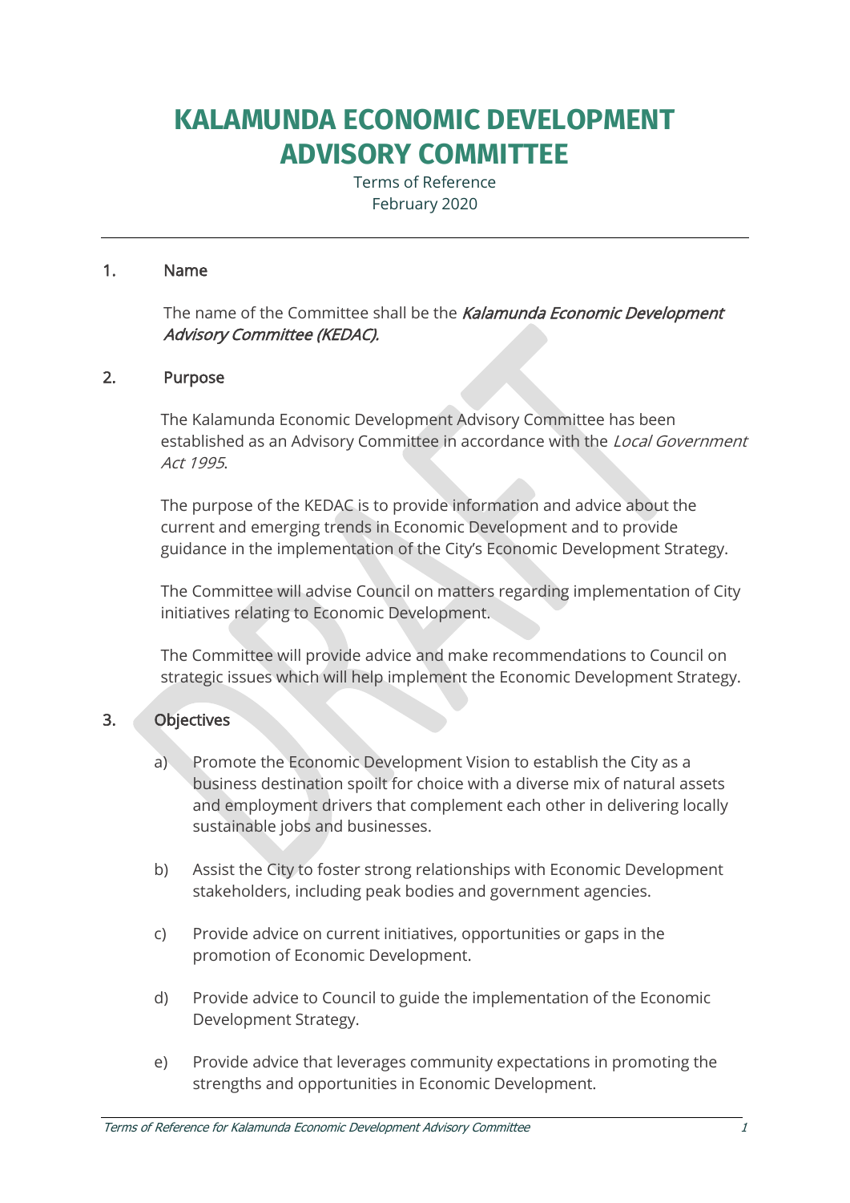# KALAMUNDA ECONOMIC DEVELOPMENT ADVISORY COMMITTEE

Terms of Reference
February 2020

## 1. Name

The name of the Committee shall be the *Kalamunda Economic Development Advisory Committee (KEDAC).*

## 2. Purpose

The Kalamunda Economic Development Advisory Committee has been established as an Advisory Committee in accordance with the *Local Government Act 1995*.

The purpose of the KEDAC is to provide information and advice about the current and emerging trends in Economic Development and to provide guidance in the implementation of the City's Economic Development Strategy.

The Committee will advise Council on matters regarding implementation of City initiatives relating to Economic Development.

The Committee will provide advice and make recommendations to Council on strategic issues which will help implement the Economic Development Strategy.

## 3. Objectives

a) Promote the Economic Development Vision to establish the City as a business destination spoilt for choice with a diverse mix of natural assets and employment drivers that complement each other in delivering locally sustainable jobs and businesses.

b) Assist the City to foster strong relationships with Economic Development stakeholders, including peak bodies and government agencies.

c) Provide advice on current initiatives, opportunities or gaps in the promotion of Economic Development.

d) Provide advice to Council to guide the implementation of the Economic Development Strategy.

e) Provide advice that leverages community expectations in promoting the strengths and opportunities in Economic Development.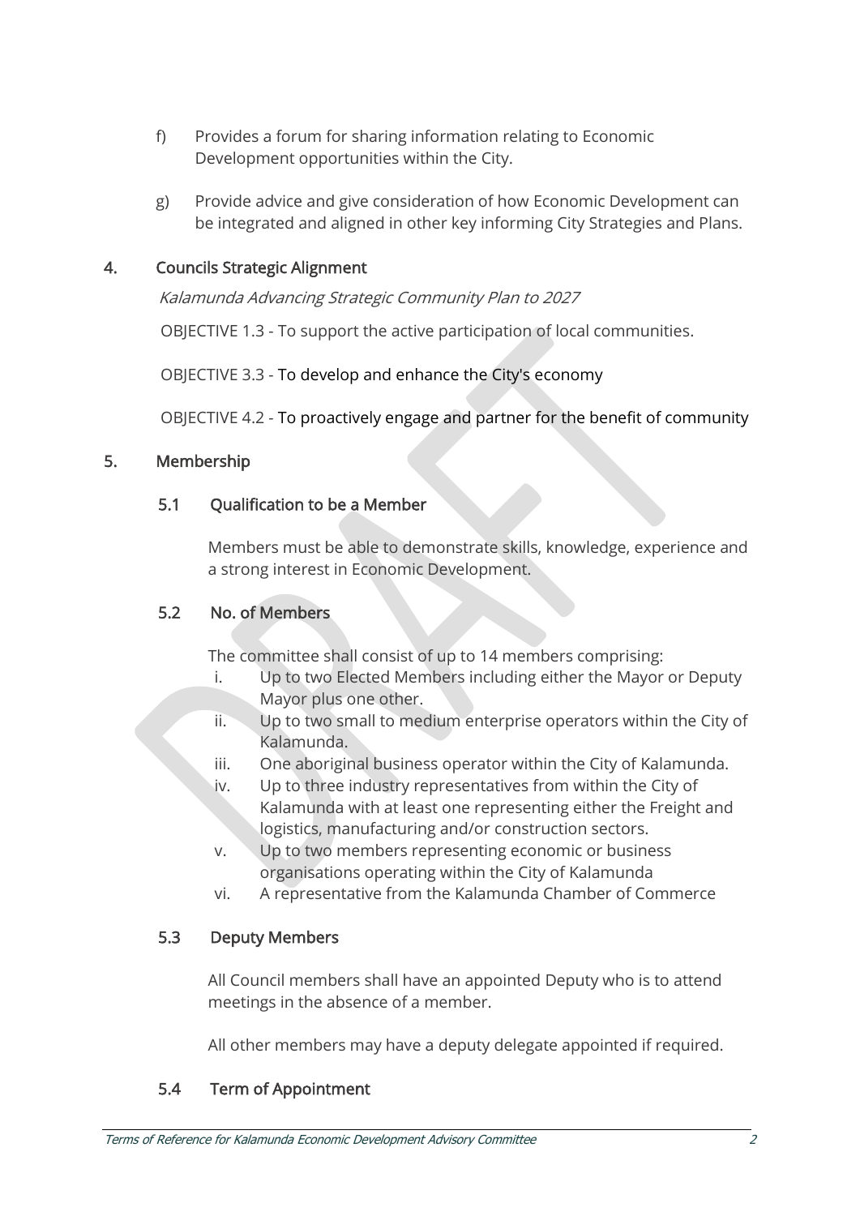f) Provides a forum for sharing information relating to Economic Development opportunities within the City.

g) Provide advice and give consideration of how Economic Development can be integrated and aligned in other key informing City Strategies and Plans.

## 4. Councils Strategic Alignment

*Kalamunda Advancing Strategic Community Plan to 2027*

OBJECTIVE 1.3 - To support the active participation of local communities.

OBJECTIVE 3.3 - To develop and enhance the City's economy

OBJECTIVE 4.2 - To proactively engage and partner for the benefit of community

## 5. Membership

### 5.1 Qualification to be a Member

Members must be able to demonstrate skills, knowledge, experience and a strong interest in Economic Development.

### 5.2 No. of Members

The committee shall consist of up to 14 members comprising:

i. Up to two Elected Members including either the Mayor or Deputy Mayor plus one other.
ii. Up to two small to medium enterprise operators within the City of Kalamunda.
iii. One aboriginal business operator within the City of Kalamunda.
iv. Up to three industry representatives from within the City of Kalamunda with at least one representing either the Freight and logistics, manufacturing and/or construction sectors.
v. Up to two members representing economic or business organisations operating within the City of Kalamunda
vi. A representative from the Kalamunda Chamber of Commerce

### 5.3 Deputy Members

All Council members shall have an appointed Deputy who is to attend meetings in the absence of a member.

All other members may have a deputy delegate appointed if required.

### 5.4 Term of Appointment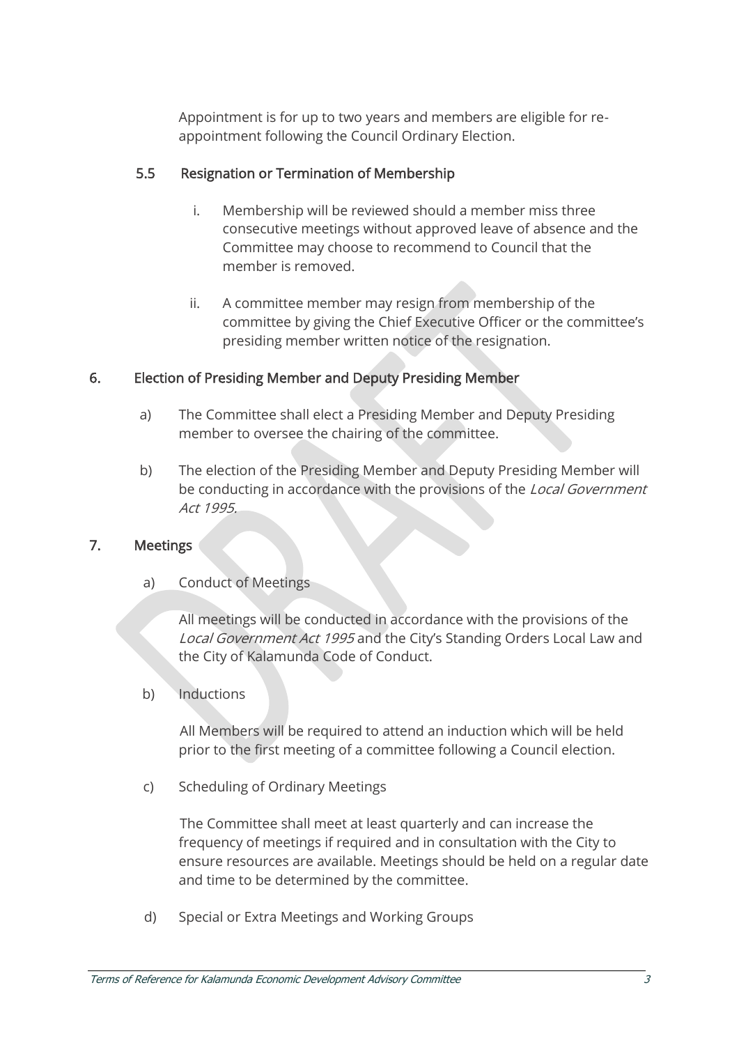Appointment is for up to two years and members are eligible for re-appointment following the Council Ordinary Election.

### 5.5 Resignation or Termination of Membership

i. Membership will be reviewed should a member miss three consecutive meetings without approved leave of absence and the Committee may choose to recommend to Council that the member is removed.

ii. A committee member may resign from membership of the committee by giving the Chief Executive Officer or the committee's presiding member written notice of the resignation.

## 6. Election of Presiding Member and Deputy Presiding Member

a) The Committee shall elect a Presiding Member and Deputy Presiding member to oversee the chairing of the committee.

b) The election of the Presiding Member and Deputy Presiding Member will be conducting in accordance with the provisions of the *Local Government Act 1995.*

## 7. Meetings

a) Conduct of Meetings

All meetings will be conducted in accordance with the provisions of the *Local Government Act 1995* and the City's Standing Orders Local Law and the City of Kalamunda Code of Conduct.

b) Inductions

All Members will be required to attend an induction which will be held prior to the first meeting of a committee following a Council election.

c) Scheduling of Ordinary Meetings

The Committee shall meet at least quarterly and can increase the frequency of meetings if required and in consultation with the City to ensure resources are available. Meetings should be held on a regular date and time to be determined by the committee.

d) Special or Extra Meetings and Working Groups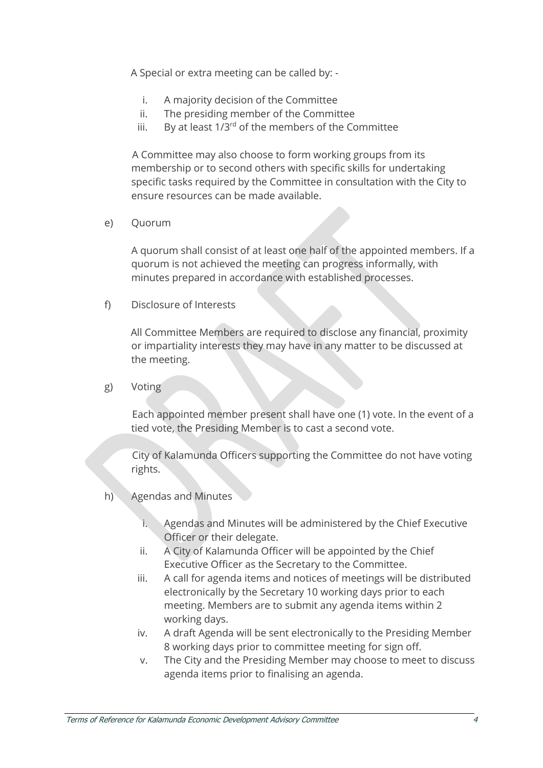A Special or extra meeting can be called by: -

i. A majority decision of the Committee
ii. The presiding member of the Committee
iii. By at least 1/3rd of the members of the Committee

A Committee may also choose to form working groups from its membership or to second others with specific skills for undertaking specific tasks required by the Committee in consultation with the City to ensure resources can be made available.

e) Quorum

A quorum shall consist of at least one half of the appointed members. If a quorum is not achieved the meeting can progress informally, with minutes prepared in accordance with established processes.

f) Disclosure of Interests

All Committee Members are required to disclose any financial, proximity or impartiality interests they may have in any matter to be discussed at the meeting.

g) Voting

Each appointed member present shall have one (1) vote. In the event of a tied vote, the Presiding Member is to cast a second vote.

City of Kalamunda Officers supporting the Committee do not have voting rights.

h) Agendas and Minutes

i. Agendas and Minutes will be administered by the Chief Executive Officer or their delegate.
ii. A City of Kalamunda Officer will be appointed by the Chief Executive Officer as the Secretary to the Committee.
iii. A call for agenda items and notices of meetings will be distributed electronically by the Secretary 10 working days prior to each meeting. Members are to submit any agenda items within 2 working days.
iv. A draft Agenda will be sent electronically to the Presiding Member 8 working days prior to committee meeting for sign off.
v. The City and the Presiding Member may choose to meet to discuss agenda items prior to finalising an agenda.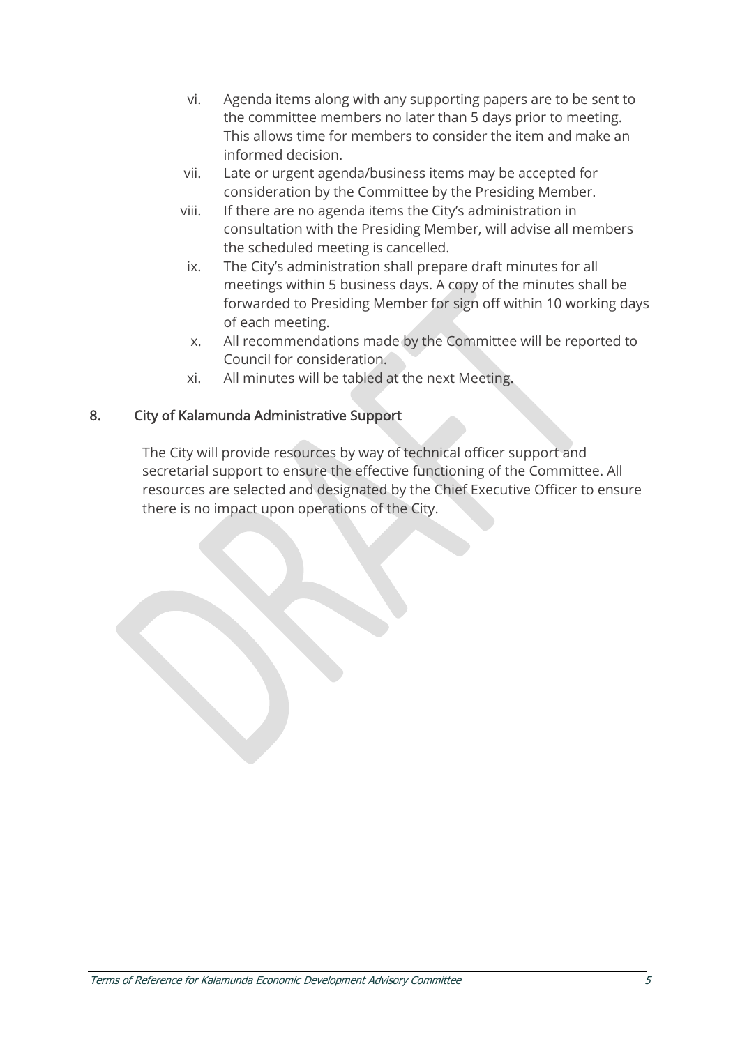vi. Agenda items along with any supporting papers are to be sent to the committee members no later than 5 days prior to meeting. This allows time for members to consider the item and make an informed decision.

vii. Late or urgent agenda/business items may be accepted for consideration by the Committee by the Presiding Member.

viii. If there are no agenda items the City's administration in consultation with the Presiding Member, will advise all members the scheduled meeting is cancelled.

ix. The City's administration shall prepare draft minutes for all meetings within 5 business days. A copy of the minutes shall be forwarded to Presiding Member for sign off within 10 working days of each meeting.

x. All recommendations made by the Committee will be reported to Council for consideration.

xi. All minutes will be tabled at the next Meeting.

## 8. City of Kalamunda Administrative Support

The City will provide resources by way of technical officer support and secretarial support to ensure the effective functioning of the Committee. All resources are selected and designated by the Chief Executive Officer to ensure there is no impact upon operations of the City.